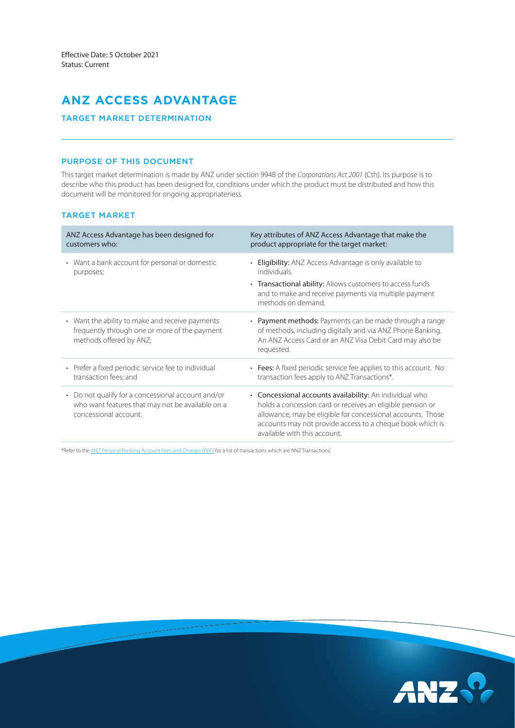Effective Date: 5 October 2021
Status: Current

# ANZ ACCESS ADVANTAGE

## TARGET MARKET DETERMINATION

### PURPOSE OF THIS DOCUMENT

This target market determination is made by ANZ under section 994B of the *Corporations Act 2001* (Cth). Its purpose is to describe who this product has been designed for, conditions under which the product must be distributed and how this document will be monitored for ongoing appropriateness.

### TARGET MARKET

| ANZ Access Advantage has been designed for customers who: | Key attributes of ANZ Access Advantage that make the product appropriate for the target market: |
|---|---|
| • Want a bank account for personal or domestic purposes; | • **Eligibility:** ANZ Access Advantage is only available to individuals.<br>• **Transactional ability:** Allows customers to access funds and to make and receive payments via multiple payment methods on demand. |
| • Want the ability to make and receive payments frequently through one or more of the payment methods offered by ANZ; | • **Payment methods:** Payments can be made through a range of methods, including digitally and via ANZ Phone Banking. An ANZ Access Card or an ANZ Visa Debit Card may also be requested. |
| • Prefer a fixed periodic service fee to individual transaction fees; and | • **Fees:** A fixed periodic service fee applies to this account. No transaction fees apply to ANZ Transactions*. |
| • Do not qualify for a concessional account and/or who want features that may not be available on a concessional account. | • **Concessional accounts availability:** An individual who holds a concession card or receives an eligible pension or allowance, may be eligible for concessional accounts. Those accounts may not provide access to a cheque book which is available with this account. |

*Refer to the ANZ Personal Banking Account Fees and Charges (PDF) for a list of transactions which are 'ANZ Transactions'.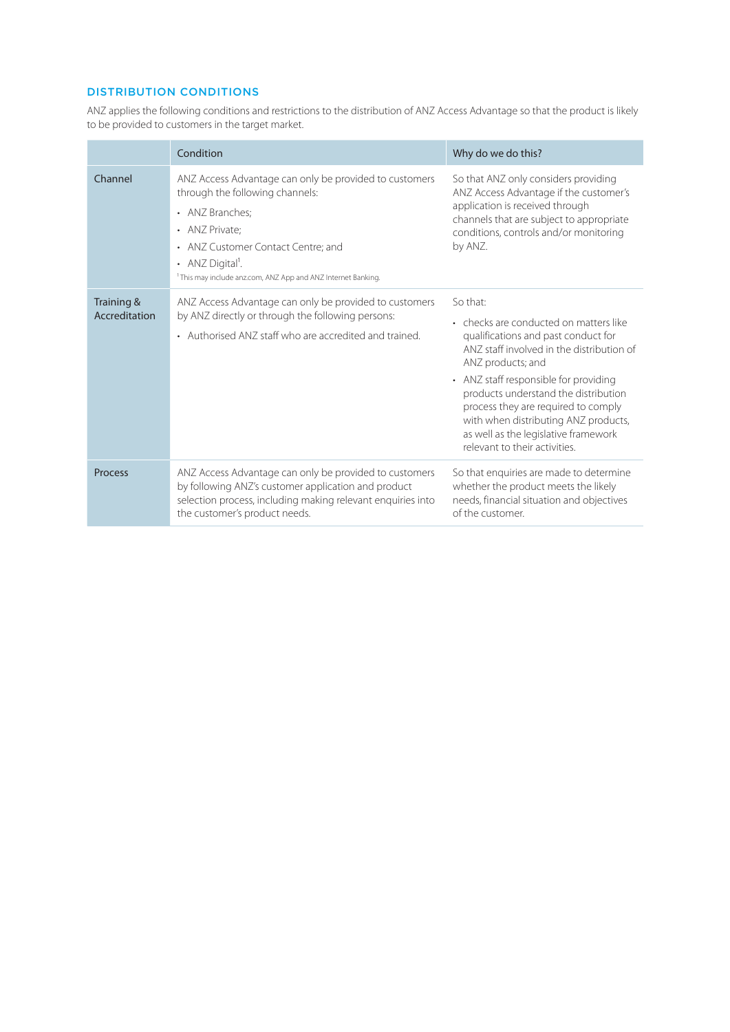## DISTRIBUTION CONDITIONS

ANZ applies the following conditions and restrictions to the distribution of ANZ Access Advantage so that the product is likely to be provided to customers in the target market.

| | Condition | Why do we do this? |
|---|---|---|
| Channel | ANZ Access Advantage can only be provided to customers through the following channels:<br>• ANZ Branches;<br>• ANZ Private;<br>• ANZ Customer Contact Centre; and<br>• ANZ Digital[1].<br>[1] This may include anz.com, ANZ App and ANZ Internet Banking. | So that ANZ only considers providing ANZ Access Advantage if the customer's application is received through channels that are subject to appropriate conditions, controls and/or monitoring by ANZ. |
| Training & Accreditation | ANZ Access Advantage can only be provided to customers by ANZ directly or through the following persons:<br>• Authorised ANZ staff who are accredited and trained. | So that:<br>• checks are conducted on matters like qualifications and past conduct for ANZ staff involved in the distribution of ANZ products; and<br>• ANZ staff responsible for providing products understand the distribution process they are required to comply with when distributing ANZ products, as well as the legislative framework relevant to their activities. |
| Process | ANZ Access Advantage can only be provided to customers by following ANZ's customer application and product selection process, including making relevant enquiries into the customer's product needs. | So that enquiries are made to determine whether the product meets the likely needs, financial situation and objectives of the customer. |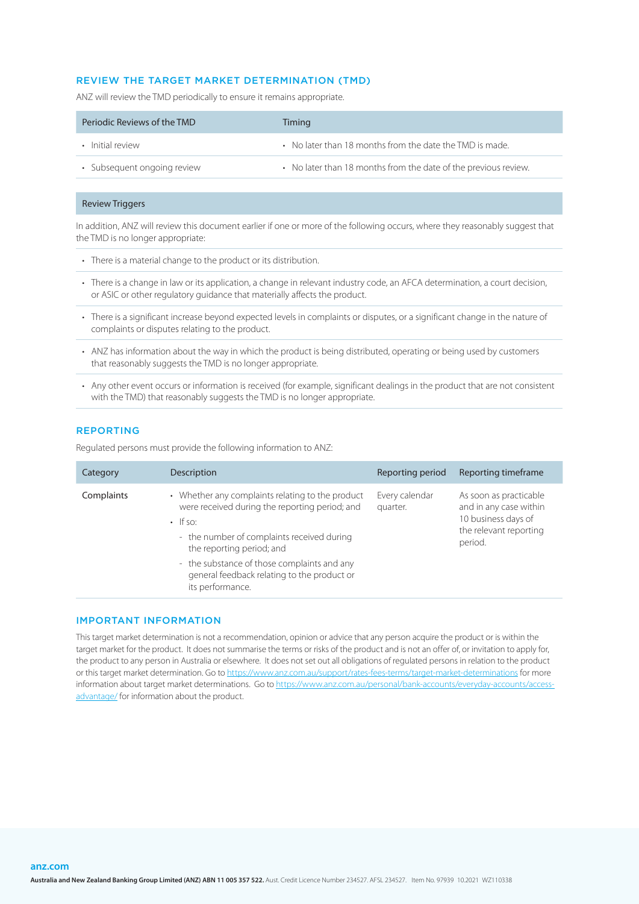## REVIEW THE TARGET MARKET DETERMINATION (TMD)

ANZ will review the TMD periodically to ensure it remains appropriate.

| Periodic Reviews of the TMD | Timing |
|---|---|
| • Initial review | • No later than 18 months from the date the TMD is made. |
| • Subsequent ongoing review | • No later than 18 months from the date of the previous review. |

**Review Triggers**

In addition, ANZ will review this document earlier if one or more of the following occurs, where they reasonably suggest that the TMD is no longer appropriate:

- There is a material change to the product or its distribution.
- There is a change in law or its application, a change in relevant industry code, an AFCA determination, a court decision, or ASIC or other regulatory guidance that materially affects the product.
- There is a significant increase beyond expected levels in complaints or disputes, or a significant change in the nature of complaints or disputes relating to the product.
- ANZ has information about the way in which the product is being distributed, operating or being used by customers that reasonably suggests the TMD is no longer appropriate.
- Any other event occurs or information is received (for example, significant dealings in the product that are not consistent with the TMD) that reasonably suggests the TMD is no longer appropriate.

## REPORTING

Regulated persons must provide the following information to ANZ:

| Category | Description | Reporting period | Reporting timeframe |
|---|---|---|---|
| Complaints | • Whether any complaints relating to the product were received during the reporting period; and<br>• If so:<br>- the number of complaints received during the reporting period; and<br>- the substance of those complaints and any general feedback relating to the product or its performance. | Every calendar quarter. | As soon as practicable and in any case within 10 business days of the relevant reporting period. |

## IMPORTANT INFORMATION

This target market determination is not a recommendation, opinion or advice that any person acquire the product or is within the target market for the product. It does not summarise the terms or risks of the product and is not an offer of, or invitation to apply for, the product to any person in Australia or elsewhere. It does not set out all obligations of regulated persons in relation to the product or this target market determination. Go to https://www.anz.com.au/support/rates-fees-terms/target-market-determinations for more information about target market determinations. Go to https://www.anz.com.au/personal/bank-accounts/everyday-accounts/access-advantage/ for information about the product.

anz.com

**Australia and New Zealand Banking Group Limited (ANZ) ABN 11 005 357 522.** Aust. Credit Licence Number 234527. AFSL 234527. Item No. 97939 10.2021 WZ110338